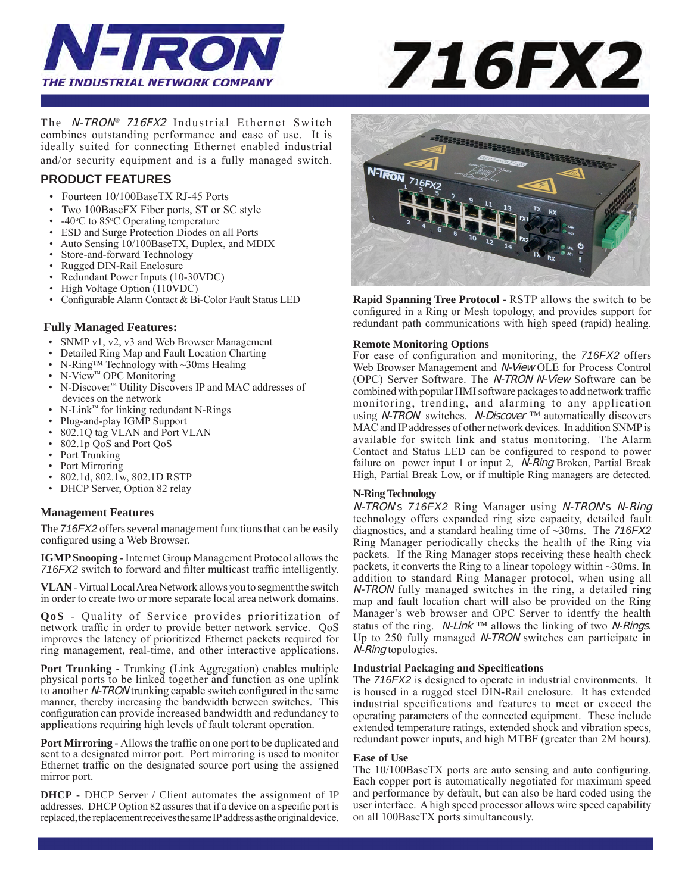# N-TRON THE INDUSTRIAL NETWORK COMPANY

# 716FX2

The *N-TRON®* *716FX2* Industrial Ethernet Switch combines outstanding performance and ease of use. It is ideally suited for connecting Ethernet enabled industrial and/or security equipment and is a fully managed switch.

## PRODUCT FEATURES

- Fourteen 10/100BaseTX RJ-45 Ports
- Two 100BaseFX Fiber ports, ST or SC style
- -40°C to 85°C Operating temperature
- ESD and Surge Protection Diodes on all Ports
- Auto Sensing 10/100BaseTX, Duplex, and MDIX
- Store-and-forward Technology
- Rugged DIN-Rail Enclosure
- Redundant Power Inputs (10-30VDC)
- High Voltage Option (110VDC)
- Configurable Alarm Contact & Bi-Color Fault Status LED

### Fully Managed Features:

- SNMP v1, v2, v3 and Web Browser Management
- Detailed Ring Map and Fault Location Charting
- N-Ring™ Technology with ~30ms Healing
- N-View™ OPC Monitoring
- N-Discover™ Utility Discovers IP and MAC addresses of devices on the network
- N-Link™ for linking redundant N-Rings
- Plug-and-play IGMP Support
- 802.1Q tag VLAN and Port VLAN
- 802.1p QoS and Port QoS
- Port Trunking
- Port Mirroring
- 802.1d, 802.1w, 802.1D RSTP
- DHCP Server, Option 82 relay

### Management Features

The *716FX2* offers several management functions that can be easily configured using a Web Browser.

**IGMP Snooping** - Internet Group Management Protocol allows the *716FX2* switch to forward and filter multicast traffic intelligently.

**VLAN** - Virtual Local Area Network allows you to segment the switch in order to create two or more separate local area network domains.

**QoS** - Quality of Service provides prioritization of network traffic in order to provide better network service. QoS improves the latency of prioritized Ethernet packets required for ring management, real-time, and other interactive applications.

**Port Trunking** - Trunking (Link Aggregation) enables multiple physical ports to be linked together and function as one uplink to another *N-TRON* trunking capable switch configured in the same manner, thereby increasing the bandwidth between switches. This configuration can provide increased bandwidth and redundancy to applications requiring high levels of fault tolerant operation.

**Port Mirroring** - Allows the traffic on one port to be duplicated and sent to a designated mirror port. Port mirroring is used to monitor Ethernet traffic on the designated source port using the assigned mirror port.

**DHCP** - DHCP Server / Client automates the assignment of IP addresses. DHCP Option 82 assures that if a device on a specific port is replaced, the replacement receives the same IP address as the original device.

**Rapid Spanning Tree Protocol** - RSTP allows the switch to be configured in a Ring or Mesh topology, and provides support for redundant path communications with high speed (rapid) healing.

### Remote Monitoring Options

For ease of configuration and monitoring, the *716FX2* offers Web Browser Management and *N-View* OLE for Process Control (OPC) Server Software. The *N-TRON N-View* Software can be combined with popular HMI software packages to add network traffic monitoring, trending, and alarming to any application using *N-TRON* switches. *N-Discover* ™ automatically discovers MAC and IP addresses of other network devices. In addition SNMP is available for switch link and status monitoring. The Alarm Contact and Status LED can be configured to respond to power failure on power input 1 or input 2, *N-Ring* Broken, Partial Break High, Partial Break Low, or if multiple Ring managers are detected.

### N-Ring Technology

*N-TRON*'s *716FX2* Ring Manager using *N-TRON*'s *N-Ring* technology offers expanded ring size capacity, detailed fault diagnostics, and a standard healing time of ~30ms. The *716FX2* Ring Manager periodically checks the health of the Ring via packets. If the Ring Manager stops receiving these health check packets, it converts the Ring to a linear topology within ~30ms. In addition to standard Ring Manager protocol, when using all *N-TRON* fully managed switches in the ring, a detailed ring map and fault location chart will also be provided on the Ring Manager's web browser and OPC Server to identfy the health status of the ring. *N-Link* ™ allows the linking of two *N-Rings.* Up to 250 fully managed *N-TRON* switches can participate in *N-Ring* topologies.

### Industrial Packaging and Specifications

The *716FX2* is designed to operate in industrial environments. It is housed in a rugged steel DIN-Rail enclosure. It has extended industrial specifications and features to meet or exceed the operating parameters of the connected equipment. These include extended temperature ratings, extended shock and vibration specs, redundant power inputs, and high MTBF (greater than 2M hours).

### Ease of Use

The 10/100BaseTX ports are auto sensing and auto configuring. Each copper port is automatically negotiated for maximum speed and performance by default, but can also be hard coded using the user interface. A high speed processor allows wire speed capability on all 100BaseTX ports simultaneously.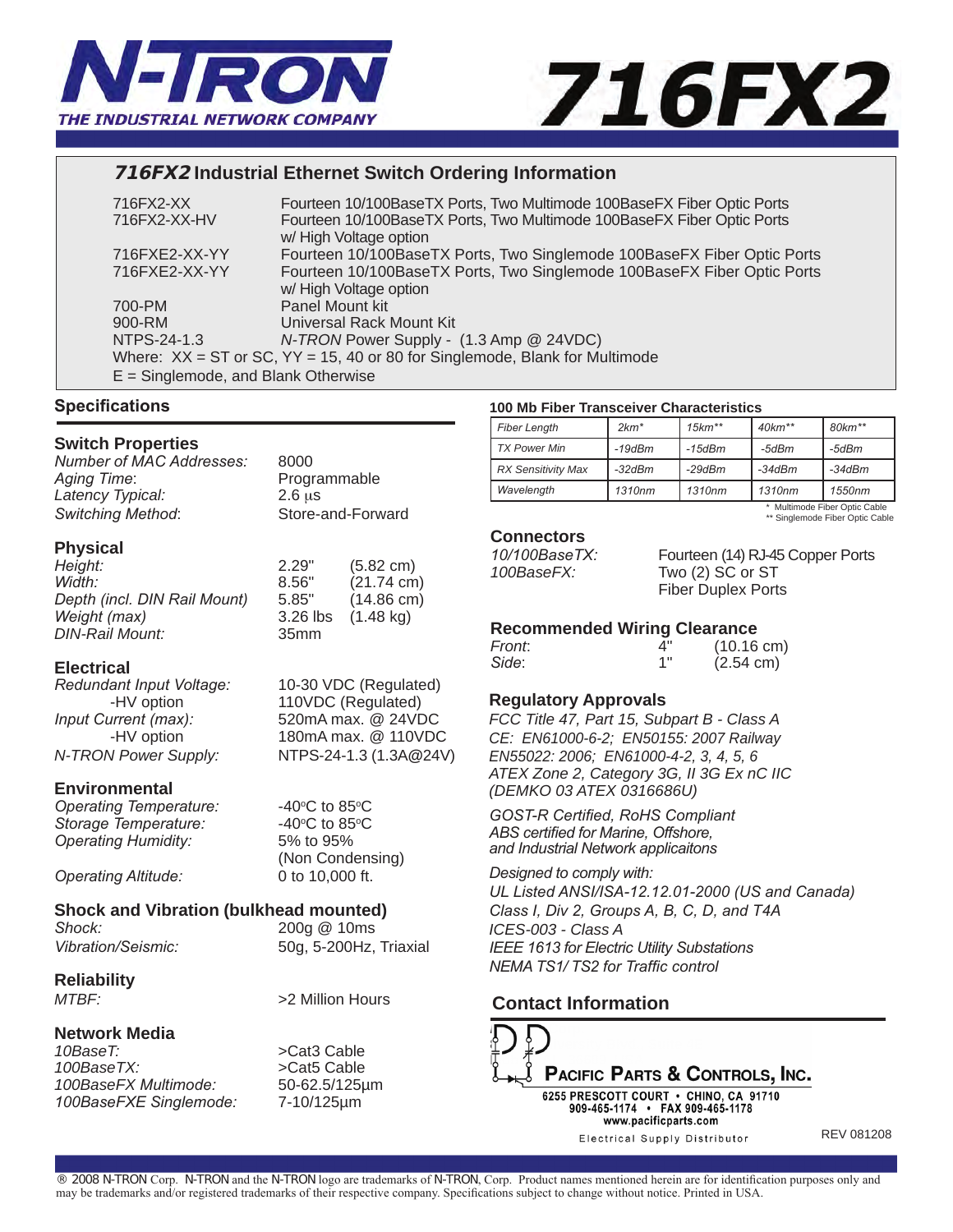# N-TRON THE INDUSTRIAL NETWORK COMPANY 716FX2

## *716FX2* Industrial Ethernet Switch Ordering Information

| | |
|---|---|
| 716FX2-XX | Fourteen 10/100BaseTX Ports, Two Multimode 100BaseFX Fiber Optic Ports |
| 716FX2-XX-HV | Fourteen 10/100BaseTX Ports, Two Multimode 100BaseFX Fiber Optic Ports w/ High Voltage option |
| 716FXE2-XX-YY | Fourteen 10/100BaseTX Ports, Two Singlemode 100BaseFX Fiber Optic Ports |
| 716FXE2-XX-YY | Fourteen 10/100BaseTX Ports, Two Singlemode 100BaseFX Fiber Optic Ports w/ High Voltage option |
| 700-PM | Panel Mount kit |
| 900-RM | Universal Rack Mount Kit |
| NTPS-24-1.3 | *N-TRON* Power Supply - (1.3 Amp @ 24VDC) |

Where: XX = ST or SC, YY = 15, 40 or 80 for Singlemode, Blank for Multimode
E = Singlemode, and Blank Otherwise

## Specifications

### Switch Properties

*Number of MAC Addresses:* 8000
*Aging Time*: Programmable
*Latency Typical:* 2.6 µs
*Switching Method*: Store-and-Forward

### Physical

*Height:* 2.29" (5.82 cm)
*Width:* 8.56" (21.74 cm)
*Depth (incl. DIN Rail Mount)* 5.85" (14.86 cm)
*Weight (max)* 3.26 lbs (1.48 kg)
*DIN-Rail Mount:* 35mm

### Electrical

*Redundant Input Voltage:* 10-30 VDC (Regulated)
-HV option 110VDC (Regulated)
*Input Current (max):* 520mA max. @ 24VDC
-HV option 180mA max. @ 110VDC
*N-TRON Power Supply:* NTPS-24-1.3 (1.3A@24V)

### Environmental

*Operating Temperature:* -40°C to 85°C
*Storage Temperature:* -40°C to 85°C
*Operating Humidity:* 5% to 95% (Non Condensing)
*Operating Altitude:* 0 to 10,000 ft.

### Shock and Vibration (bulkhead mounted)

*Shock:* 200g @ 10ms
*Vibration/Seismic:* 50g, 5-200Hz, Triaxial

### Reliability

*MTBF:* >2 Million Hours

### Network Media

*10BaseT:* >Cat3 Cable
*100BaseTX:* >Cat5 Cable
*100BaseFX Multimode:* 50-62.5/125µm
*100BaseFXE Singlemode:* 7-10/125µm

### 100 Mb Fiber Transceiver Characteristics

| *Fiber Length* | *2km\** | *15km\*\** | *40km\*\** | *80km\*\** |
|---|---|---|---|---|
| *TX Power Min* | *-19dBm* | *-15dBm* | *-5dBm* | *-5dBm* |
| *RX Sensitivity Max* | *-32dBm* | *-29dBm* | *-34dBm* | *-34dBm* |
| *Wavelength* | *1310nm* | *1310nm* | *1310nm* | *1550nm* |

\* Multimode Fiber Optic Cable
\*\* Singlemode Fiber Optic Cable

### Connectors

*10/100BaseTX:* Fourteen (14) RJ-45 Copper Ports
*100BaseFX:* Two (2) SC or ST Fiber Duplex Ports

### Recommended Wiring Clearance

*Front*: 4" (10.16 cm)
*Side*: 1" (2.54 cm)

### Regulatory Approvals

*FCC Title 47, Part 15, Subpart B - Class A*
*CE: EN61000-6-2; EN50155: 2007 Railway*
*EN55022: 2006; EN61000-4-2, 3, 4, 5, 6*
*ATEX Zone 2, Category 3G, II 3G Ex nC IIC (DEMKO 03 ATEX 0316686U)*

*GOST-R Certified, RoHS Compliant*
*ABS certified for Marine, Offshore, and Industrial Network applicaitons*

*Designed to comply with:*
*UL Listed ANSI/ISA-12.12.01-2000 (US and Canada)*
*Class I, Div 2, Groups A, B, C, D, and T4A*
*ICES-003 - Class A*
*IEEE 1613 for Electric Utility Substations*
*NEMA TS1/ TS2 for Traffic control*

## Contact Information

PACIFIC PARTS & CONTROLS, INC.
6255 PRESCOTT COURT • CHINO, CA 91710
909-465-1174 • FAX 909-465-1178
www.pacificparts.com
Electrical Supply Distributor

REV 081208

® 2008 N-TRON Corp. N-TRON and the N-TRON logo are trademarks of N-TRON, Corp. Product names mentioned herein are for identification purposes only and may be trademarks and/or registered trademarks of their respective company. Specifications subject to change without notice. Printed in USA.